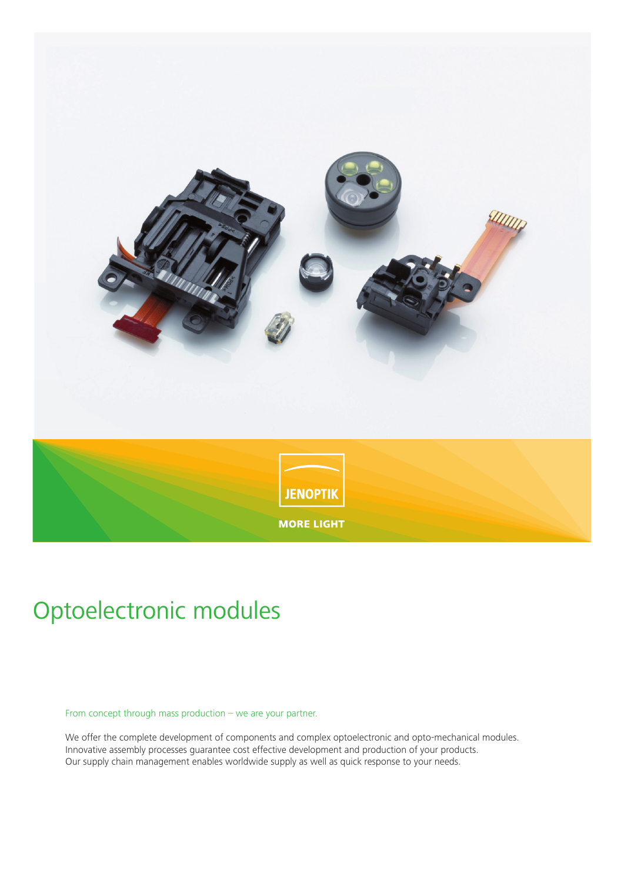JENOPTIK

MORE LIGHT

# Optoelectronic modules

From concept through mass production – we are your partner.

We offer the complete development of components and complex optoelectronic and opto-mechanical modules. Innovative assembly processes guarantee cost effective development and production of your products. Our supply chain management enables worldwide supply as well as quick response to your needs.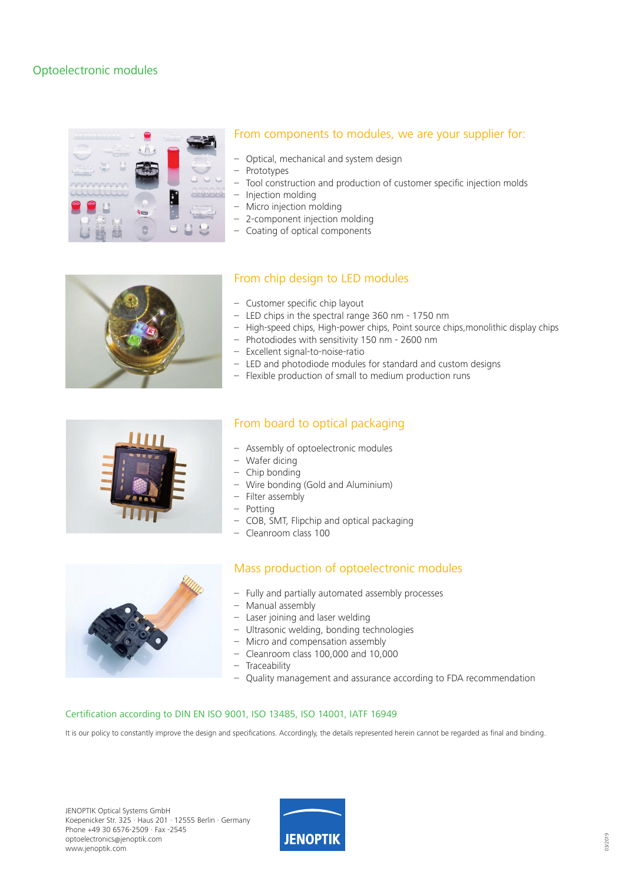## Optoelectronic modules

### From components to modules, we are your supplier for:

- Optical, mechanical and system design
- Prototypes
- Tool construction and production of customer specific injection molds
- Injection molding
- Micro injection molding
- 2-component injection molding
- Coating of optical components

### From chip design to LED modules

- Customer specific chip layout
- LED chips in the spectral range 360 nm - 1750 nm
- High-speed chips, High-power chips, Point source chips,monolithic display chips
- Photodiodes with sensitivity 150 nm - 2600 nm
- Excellent signal-to-noise-ratio
- LED and photodiode modules for standard and custom designs
- Flexible production of small to medium production runs

### From board to optical packaging

- Assembly of optoelectronic modules
- Wafer dicing
- Chip bonding
- Wire bonding (Gold and Aluminium)
- Filter assembly
- Potting
- COB, SMT, Flipchip and optical packaging
- Cleanroom class 100

### Mass production of optoelectronic modules

- Fully and partially automated assembly processes
- Manual assembly
- Laser joining and laser welding
- Ultrasonic welding, bonding technologies
- Micro and compensation assembly
- Cleanroom class 100,000 and 10,000
- Traceability
- Quality management and assurance according to FDA recommendation

Certification according to DIN EN ISO 9001, ISO 13485, ISO 14001, IATF 16949

It is our policy to constantly improve the design and specifications. Accordingly, the details represented herein cannot be regarded as final and binding.

JENOPTIK Optical Systems GmbH
Koepenicker Str. 325 · Haus 201 · 12555 Berlin · Germany
Phone +49 30 6576-2509 · Fax -2545
optoelectronics@jenoptik.com
www.jenoptik.com

JENOPTIK

03/2019